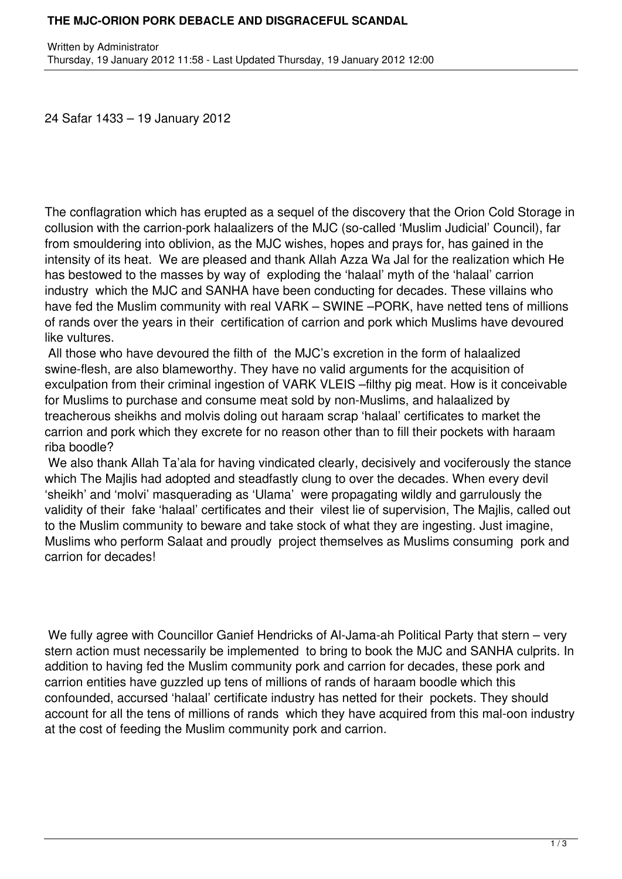# THE MJC-ORION PORK DEBACLE AND DISGRACEFUL SCANDAL

Written by Administrator
Thursday, 19 January 2012 11:58 - Last Updated Thursday, 19 January 2012 12:00

24 Safar 1433 – 19 January 2012

The conflagration which has erupted as a sequel of the discovery that the Orion Cold Storage in collusion with the carrion-pork halaalizers of the MJC (so-called 'Muslim Judicial' Council), far from smouldering into oblivion, as the MJC wishes, hopes and prays for, has gained in the intensity of its heat. We are pleased and thank Allah Azza Wa Jal for the realization which He has bestowed to the masses by way of exploding the 'halaal' myth of the 'halaal' carrion industry which the MJC and SANHA have been conducting for decades. These villains who have fed the Muslim community with real VARK – SWINE –PORK, have netted tens of millions of rands over the years in their certification of carrion and pork which Muslims have devoured like vultures.

All those who have devoured the filth of the MJC's excretion in the form of halaalized swine-flesh, are also blameworthy. They have no valid arguments for the acquisition of exculpation from their criminal ingestion of VARK VLEIS –filthy pig meat. How is it conceivable for Muslims to purchase and consume meat sold by non-Muslims, and halaalized by treacherous sheikhs and molvis doling out haraam scrap 'halaal' certificates to market the carrion and pork which they excrete for no reason other than to fill their pockets with haraam riba boodle?

We also thank Allah Ta'ala for having vindicated clearly, decisively and vociferously the stance which The Majlis had adopted and steadfastly clung to over the decades. When every devil 'sheikh' and 'molvi' masquerading as 'Ulama' were propagating wildly and garrulously the validity of their fake 'halaal' certificates and their vilest lie of supervision, The Majlis, called out to the Muslim community to beware and take stock of what they are ingesting. Just imagine, Muslims who perform Salaat and proudly project themselves as Muslims consuming pork and carrion for decades!

We fully agree with Councillor Ganief Hendricks of Al-Jama-ah Political Party that stern – very stern action must necessarily be implemented to bring to book the MJC and SANHA culprits. In addition to having fed the Muslim community pork and carrion for decades, these pork and carrion entities have guzzled up tens of millions of rands of haraam boodle which this confounded, accursed 'halaal' certificate industry has netted for their pockets. They should account for all the tens of millions of rands which they have acquired from this mal-oon industry at the cost of feeding the Muslim community pork and carrion.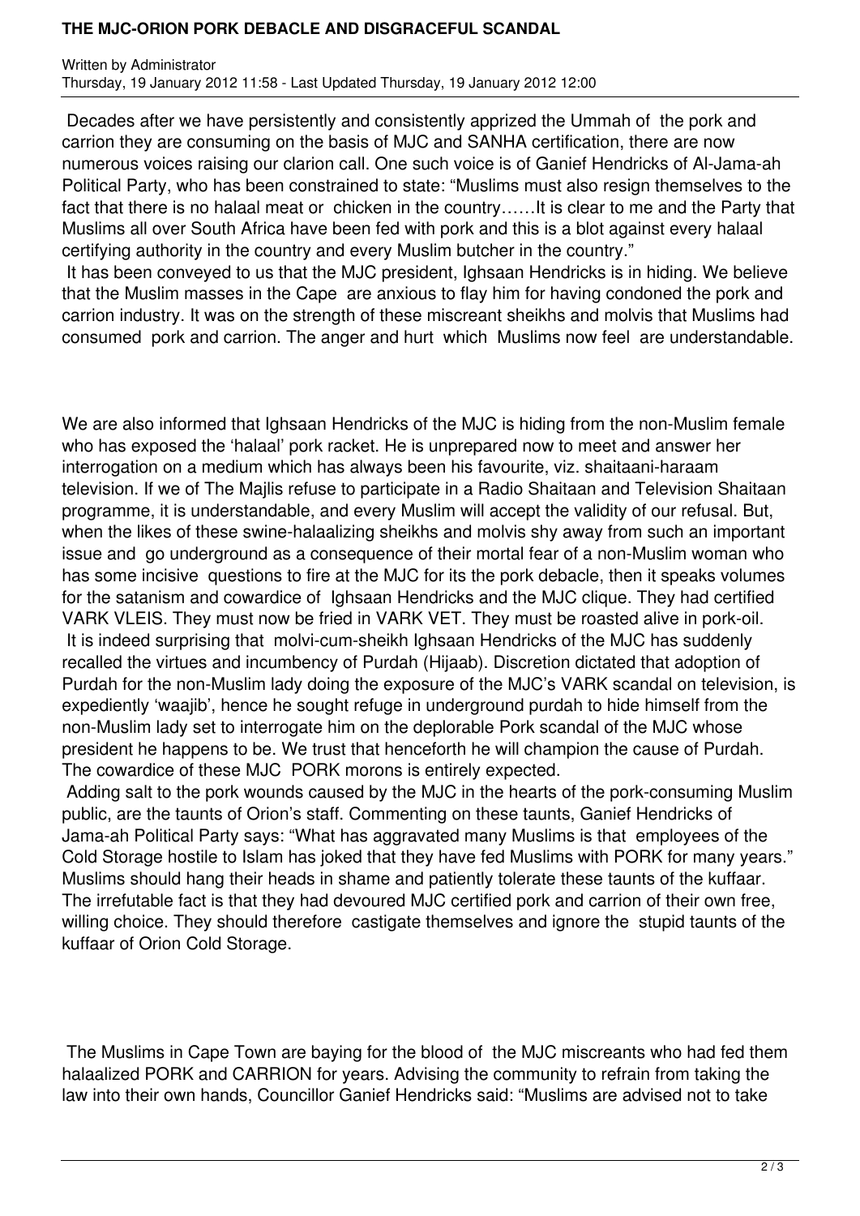Decades after we have persistently and consistently apprized the Ummah of the pork and carrion they are consuming on the basis of MJC and SANHA certification, there are now numerous voices raising our clarion call. One such voice is of Ganief Hendricks of Al-Jama-ah Political Party, who has been constrained to state: "Muslims must also resign themselves to the fact that there is no halaal meat or chicken in the country……It is clear to me and the Party that Muslims all over South Africa have been fed with pork and this is a blot against every halaal certifying authority in the country and every Muslim butcher in the country."

It has been conveyed to us that the MJC president, Ighsaan Hendricks is in hiding. We believe that the Muslim masses in the Cape are anxious to flay him for having condoned the pork and carrion industry. It was on the strength of these miscreant sheikhs and molvis that Muslims had consumed pork and carrion. The anger and hurt which Muslims now feel are understandable.

We are also informed that Ighsaan Hendricks of the MJC is hiding from the non-Muslim female who has exposed the 'halaal' pork racket. He is unprepared now to meet and answer her interrogation on a medium which has always been his favourite, viz. shaitaani-haraam television. If we of The Majlis refuse to participate in a Radio Shaitaan and Television Shaitaan programme, it is understandable, and every Muslim will accept the validity of our refusal. But, when the likes of these swine-halaalizing sheikhs and molvis shy away from such an important issue and go underground as a consequence of their mortal fear of a non-Muslim woman who has some incisive questions to fire at the MJC for its the pork debacle, then it speaks volumes for the satanism and cowardice of Ighsaan Hendricks and the MJC clique. They had certified VARK VLEIS. They must now be fried in VARK VET. They must be roasted alive in pork-oil.

It is indeed surprising that molvi-cum-sheikh Ighsaan Hendricks of the MJC has suddenly recalled the virtues and incumbency of Purdah (Hijaab). Discretion dictated that adoption of Purdah for the non-Muslim lady doing the exposure of the MJC's VARK scandal on television, is expediently 'waajib', hence he sought refuge in underground purdah to hide himself from the non-Muslim lady set to interrogate him on the deplorable Pork scandal of the MJC whose president he happens to be. We trust that henceforth he will champion the cause of Purdah. The cowardice of these MJC PORK morons is entirely expected.

Adding salt to the pork wounds caused by the MJC in the hearts of the pork-consuming Muslim public, are the taunts of Orion's staff. Commenting on these taunts, Ganief Hendricks of Jama-ah Political Party says: "What has aggravated many Muslims is that employees of the Cold Storage hostile to Islam has joked that they have fed Muslims with PORK for many years." Muslims should hang their heads in shame and patiently tolerate these taunts of the kuffaar. The irrefutable fact is that they had devoured MJC certified pork and carrion of their own free, willing choice. They should therefore castigate themselves and ignore the stupid taunts of the kuffaar of Orion Cold Storage.

The Muslims in Cape Town are baying for the blood of the MJC miscreants who had fed them halaalized PORK and CARRION for years. Advising the community to refrain from taking the law into their own hands, Councillor Ganief Hendricks said: "Muslims are advised not to take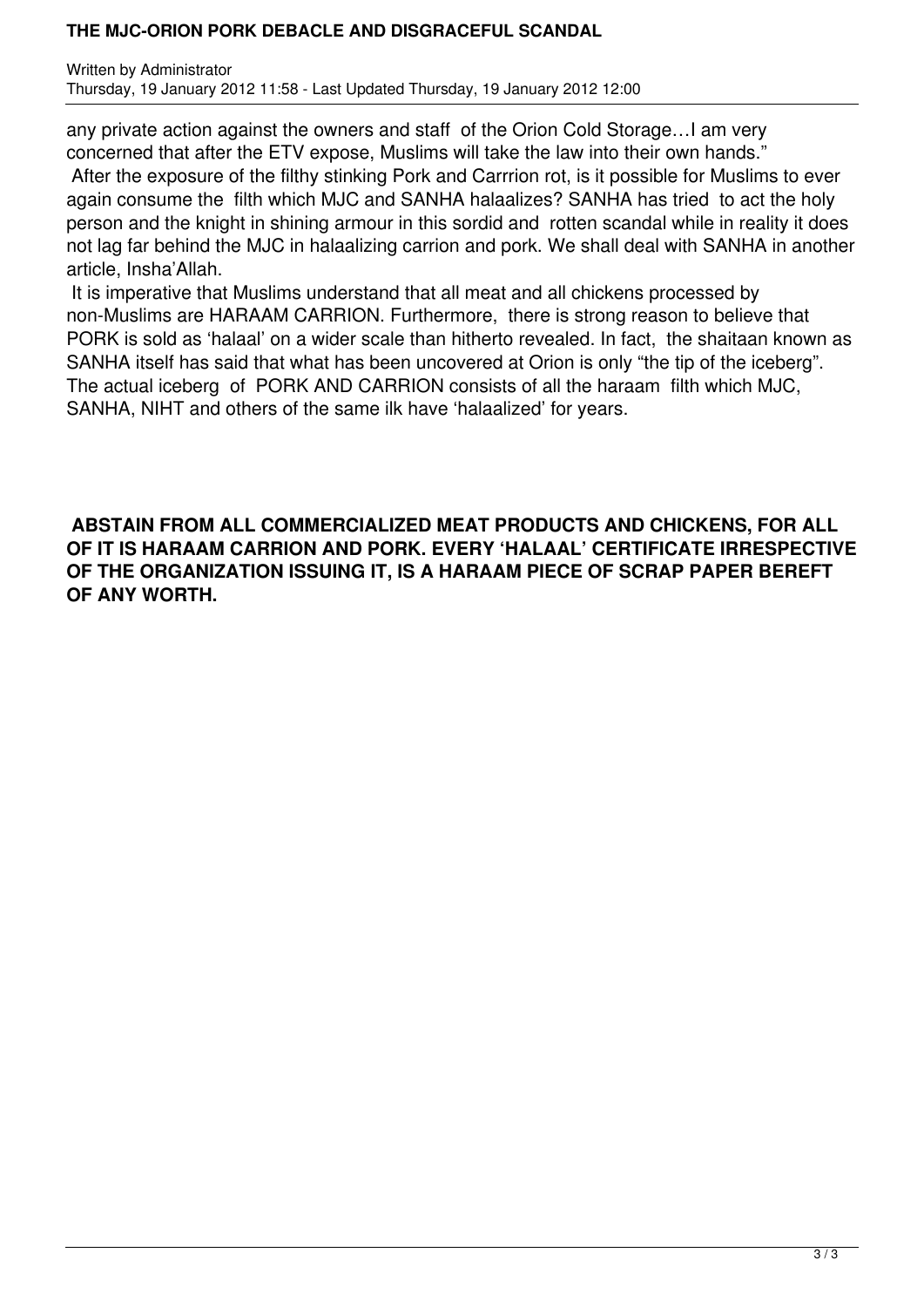any private action against the owners and staff of the Orion Cold Storage…I am very concerned that after the ETV expose, Muslims will take the law into their own hands."

After the exposure of the filthy stinking Pork and Carrrion rot, is it possible for Muslims to ever again consume the filth which MJC and SANHA halaalizes? SANHA has tried to act the holy person and the knight in shining armour in this sordid and rotten scandal while in reality it does not lag far behind the MJC in halaalizing carrion and pork. We shall deal with SANHA in another article, Insha'Allah.

It is imperative that Muslims understand that all meat and all chickens processed by non-Muslims are HARAAM CARRION. Furthermore, there is strong reason to believe that PORK is sold as 'halaal' on a wider scale than hitherto revealed. In fact, the shaitaan known as SANHA itself has said that what has been uncovered at Orion is only "the tip of the iceberg". The actual iceberg of PORK AND CARRION consists of all the haraam filth which MJC, SANHA, NIHT and others of the same ilk have 'halaalized' for years.

**ABSTAIN FROM ALL COMMERCIALIZED MEAT PRODUCTS AND CHICKENS, FOR ALL OF IT IS HARAAM CARRION AND PORK. EVERY 'HALAAL' CERTIFICATE IRRESPECTIVE OF THE ORGANIZATION ISSUING IT, IS A HARAAM PIECE OF SCRAP PAPER BEREFT OF ANY WORTH.**